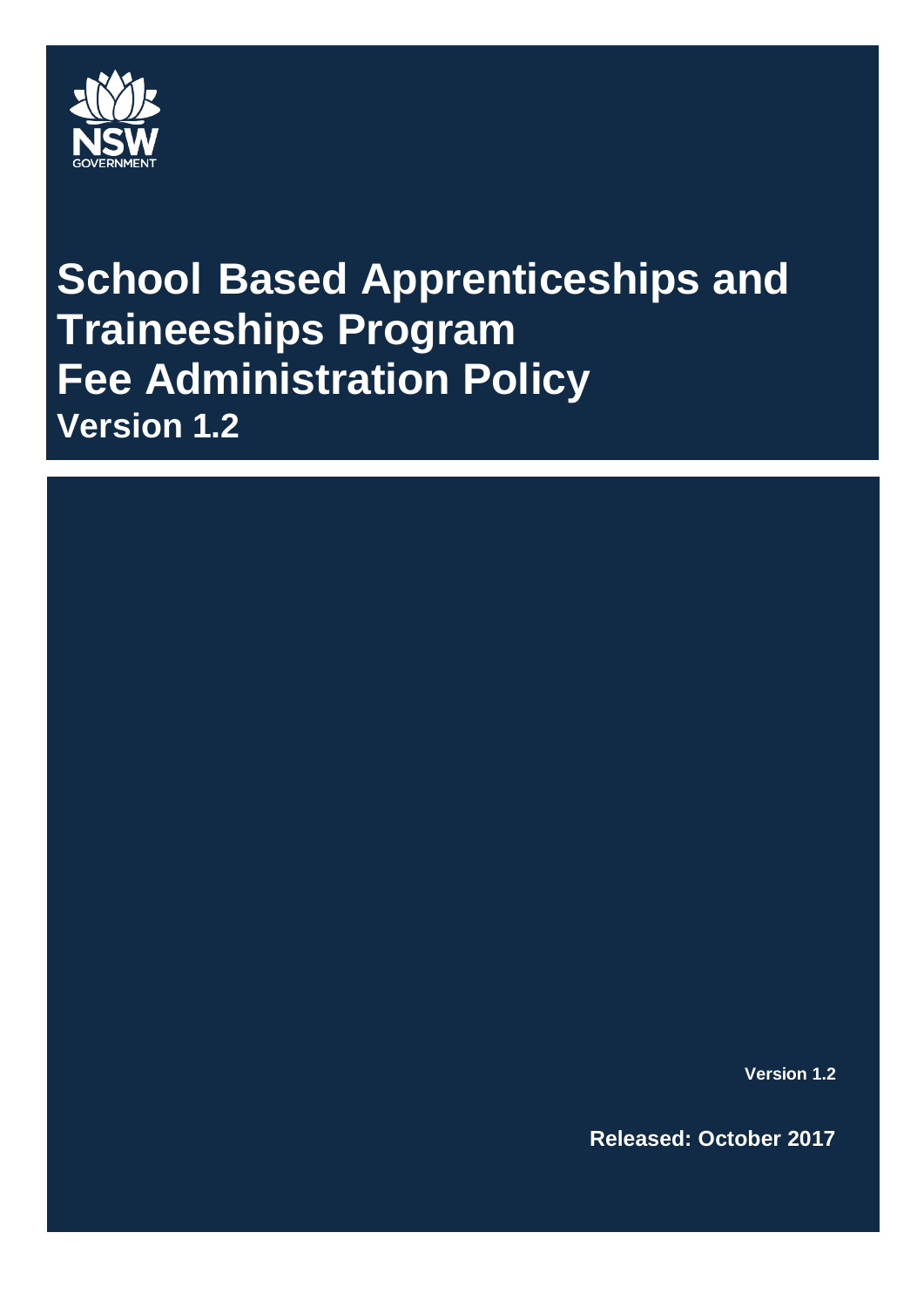NSW GOVERNMENT

# School Based Apprenticeships and Traineeships Program Fee Administration Policy

**Version 1.2**

**Version 1.2**

**Released: October 2017**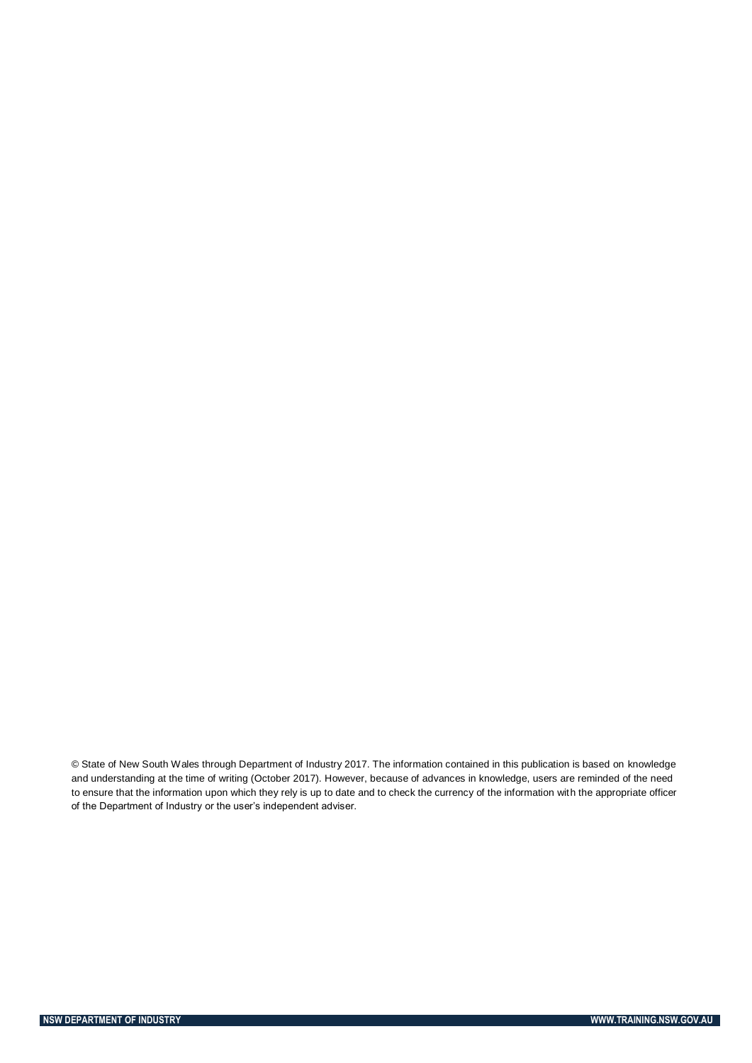© State of New South Wales through Department of Industry 2017. The information contained in this publication is based on knowledge and understanding at the time of writing (October 2017). However, because of advances in knowledge, users are reminded of the need to ensure that the information upon which they rely is up to date and to check the currency of the information with the appropriate officer of the Department of Industry or the user's independent adviser.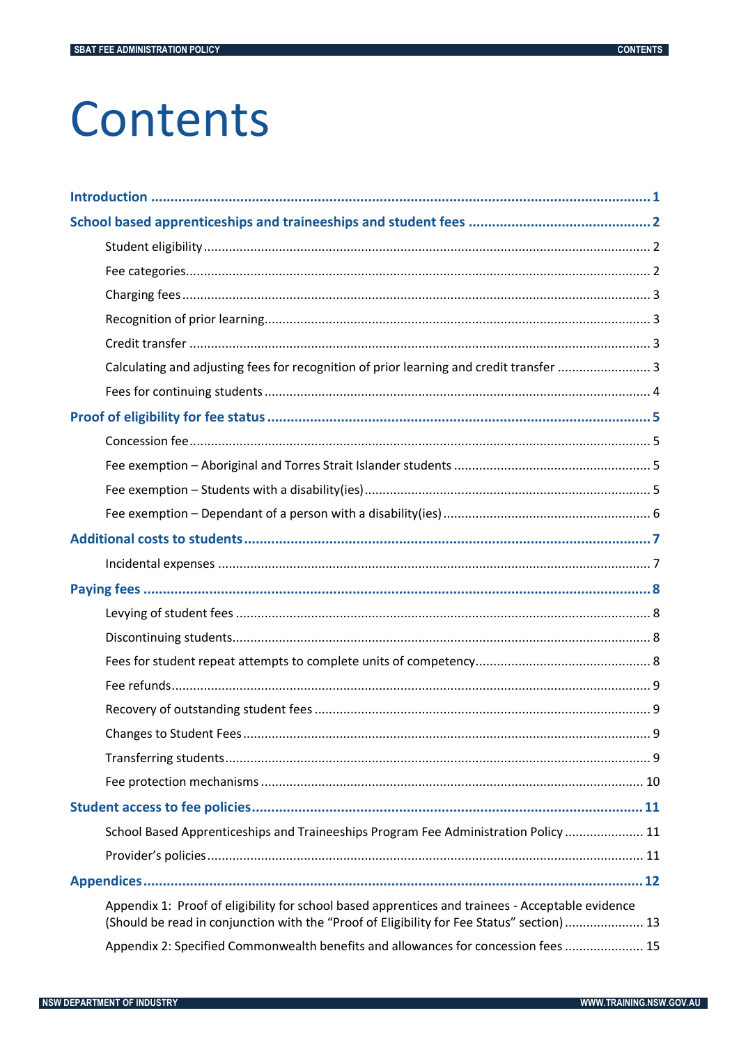# Contents

**Introduction** ........................................................................................................................ 1

**School based apprenticeships and traineeships and student fees** ............................................... 2

- Student eligibility ........................................................................................................ 2
- Fee categories.............................................................................................................. 2
- Charging fees ............................................................................................................... 3
- Recognition of prior learning.......................................................................................... 3
- Credit transfer ............................................................................................................. 3
- Calculating and adjusting fees for recognition of prior learning and credit transfer .......................... 3
- Fees for continuing students .......................................................................................... 4

**Proof of eligibility for fee status** ................................................................................................ 5

- Concession fee.............................................................................................................. 5
- Fee exemption – Aboriginal and Torres Strait Islander students ...................................................... 5
- Fee exemption – Students with a disability(ies)............................................................................. 5
- Fee exemption – Dependant of a person with a disability(ies) ......................................................... 6

**Additional costs to students** ...................................................................................................... 7

- Incidental expenses ...................................................................................................... 7

**Paying fees** ............................................................................................................................ 8

- Levying of student fees .................................................................................................. 8
- Discontinuing students.................................................................................................... 8
- Fees for student repeat attempts to complete units of competency................................................ 8
- Fee refunds.................................................................................................................... 9
- Recovery of outstanding student fees ............................................................................... 9
- Changes to Student Fees ................................................................................................ 9
- Transferring students...................................................................................................... 9
- Fee protection mechanisms ............................................................................................ 10

**Student access to fee policies** .................................................................................................. 11

- School Based Apprenticeships and Traineeships Program Fee Administration Policy ...................... 11
- Provider's policies.......................................................................................................... 11

**Appendices** ............................................................................................................................ 12

- Appendix 1: Proof of eligibility for school based apprentices and trainees - Acceptable evidence (Should be read in conjunction with the "Proof of Eligibility for Fee Status" section) ...................... 13
- Appendix 2: Specified Commonwealth benefits and allowances for concession fees ...................... 15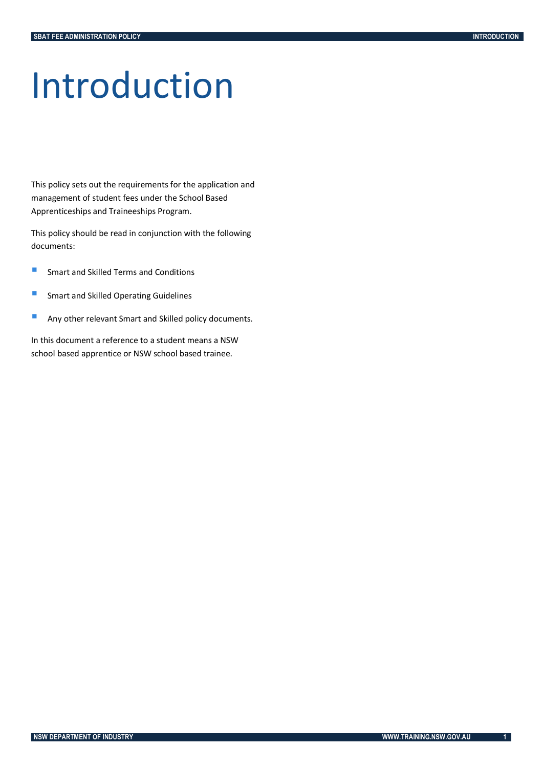# Introduction

This policy sets out the requirements for the application and management of student fees under the School Based Apprenticeships and Traineeships Program.

This policy should be read in conjunction with the following documents:

- Smart and Skilled Terms and Conditions
- Smart and Skilled Operating Guidelines
- Any other relevant Smart and Skilled policy documents.

In this document a reference to a student means a NSW school based apprentice or NSW school based trainee.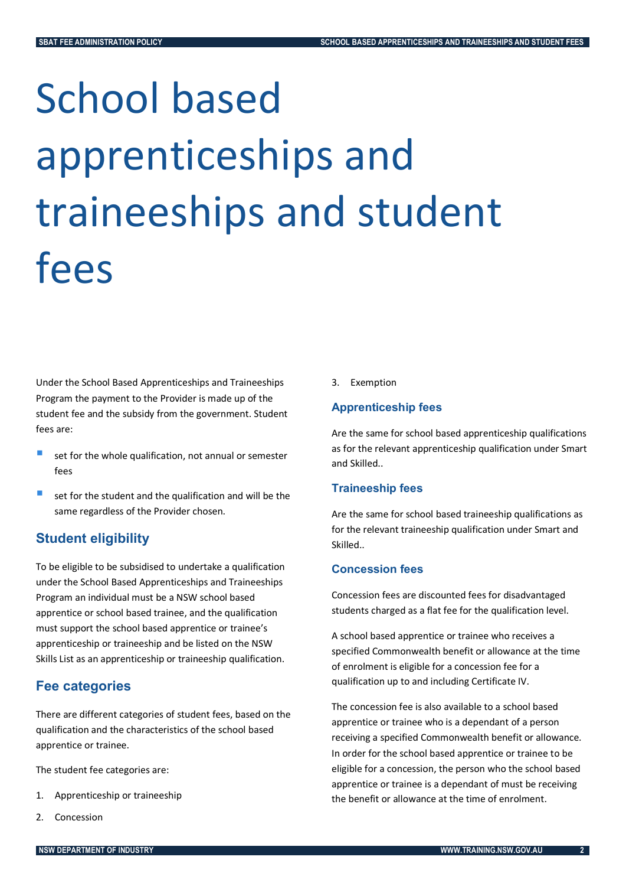# School based apprenticeships and traineeships and student fees

Under the School Based Apprenticeships and Traineeships Program the payment to the Provider is made up of the student fee and the subsidy from the government. Student fees are:

- set for the whole qualification, not annual or semester fees
- set for the student and the qualification and will be the same regardless of the Provider chosen.

## Student eligibility

To be eligible to be subsidised to undertake a qualification under the School Based Apprenticeships and Traineeships Program an individual must be a NSW school based apprentice or school based trainee, and the qualification must support the school based apprentice or trainee's apprenticeship or traineeship and be listed on the NSW Skills List as an apprenticeship or traineeship qualification.

## Fee categories

There are different categories of student fees, based on the qualification and the characteristics of the school based apprentice or trainee.

The student fee categories are:

1. Apprenticeship or traineeship
2. Concession
3. Exemption

### Apprenticeship fees

Are the same for school based apprenticeship qualifications as for the relevant apprenticeship qualification under Smart and Skilled..

### Traineeship fees

Are the same for school based traineeship qualifications as for the relevant traineeship qualification under Smart and Skilled..

### Concession fees

Concession fees are discounted fees for disadvantaged students charged as a flat fee for the qualification level.

A school based apprentice or trainee who receives a specified Commonwealth benefit or allowance at the time of enrolment is eligible for a concession fee for a qualification up to and including Certificate IV.

The concession fee is also available to a school based apprentice or trainee who is a dependant of a person receiving a specified Commonwealth benefit or allowance. In order for the school based apprentice or trainee to be eligible for a concession, the person who the school based apprentice or trainee is a dependant of must be receiving the benefit or allowance at the time of enrolment.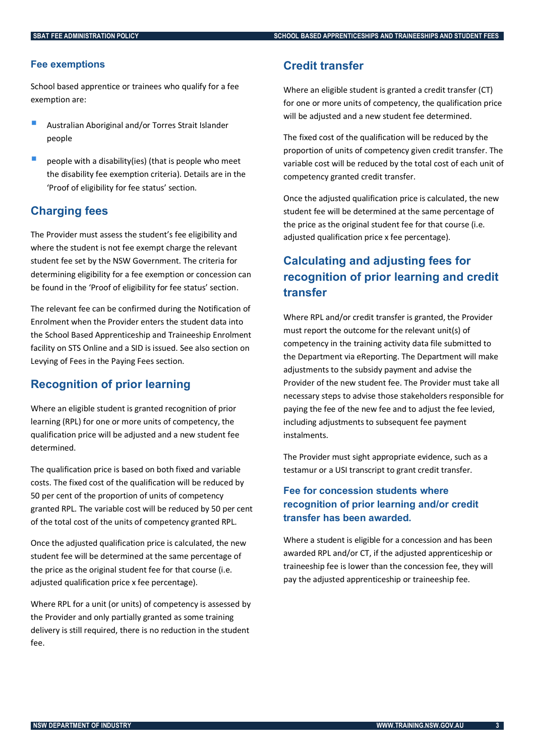### Fee exemptions

School based apprentice or trainees who qualify for a fee exemption are:

- Australian Aboriginal and/or Torres Strait Islander people
- people with a disability(ies) (that is people who meet the disability fee exemption criteria). Details are in the 'Proof of eligibility for fee status' section.

## Charging fees

The Provider must assess the student's fee eligibility and where the student is not fee exempt charge the relevant student fee set by the NSW Government. The criteria for determining eligibility for a fee exemption or concession can be found in the 'Proof of eligibility for fee status' section.

The relevant fee can be confirmed during the Notification of Enrolment when the Provider enters the student data into the School Based Apprenticeship and Traineeship Enrolment facility on STS Online and a SID is issued. See also section on Levying of Fees in the Paying Fees section.

## Recognition of prior learning

Where an eligible student is granted recognition of prior learning (RPL) for one or more units of competency, the qualification price will be adjusted and a new student fee determined.

The qualification price is based on both fixed and variable costs. The fixed cost of the qualification will be reduced by 50 per cent of the proportion of units of competency granted RPL. The variable cost will be reduced by 50 per cent of the total cost of the units of competency granted RPL.

Once the adjusted qualification price is calculated, the new student fee will be determined at the same percentage of the price as the original student fee for that course (i.e. adjusted qualification price x fee percentage).

Where RPL for a unit (or units) of competency is assessed by the Provider and only partially granted as some training delivery is still required, there is no reduction in the student fee.

## Credit transfer

Where an eligible student is granted a credit transfer (CT) for one or more units of competency, the qualification price will be adjusted and a new student fee determined.

The fixed cost of the qualification will be reduced by the proportion of units of competency given credit transfer. The variable cost will be reduced by the total cost of each unit of competency granted credit transfer.

Once the adjusted qualification price is calculated, the new student fee will be determined at the same percentage of the price as the original student fee for that course (i.e. adjusted qualification price x fee percentage).

## Calculating and adjusting fees for recognition of prior learning and credit transfer

Where RPL and/or credit transfer is granted, the Provider must report the outcome for the relevant unit(s) of competency in the training activity data file submitted to the Department via eReporting. The Department will make adjustments to the subsidy payment and advise the Provider of the new student fee. The Provider must take all necessary steps to advise those stakeholders responsible for paying the fee of the new fee and to adjust the fee levied, including adjustments to subsequent fee payment instalments.

The Provider must sight appropriate evidence, such as a testamur or a USI transcript to grant credit transfer.

### Fee for concession students where recognition of prior learning and/or credit transfer has been awarded.

Where a student is eligible for a concession and has been awarded RPL and/or CT, if the adjusted apprenticeship or traineeship fee is lower than the concession fee, they will pay the adjusted apprenticeship or traineeship fee.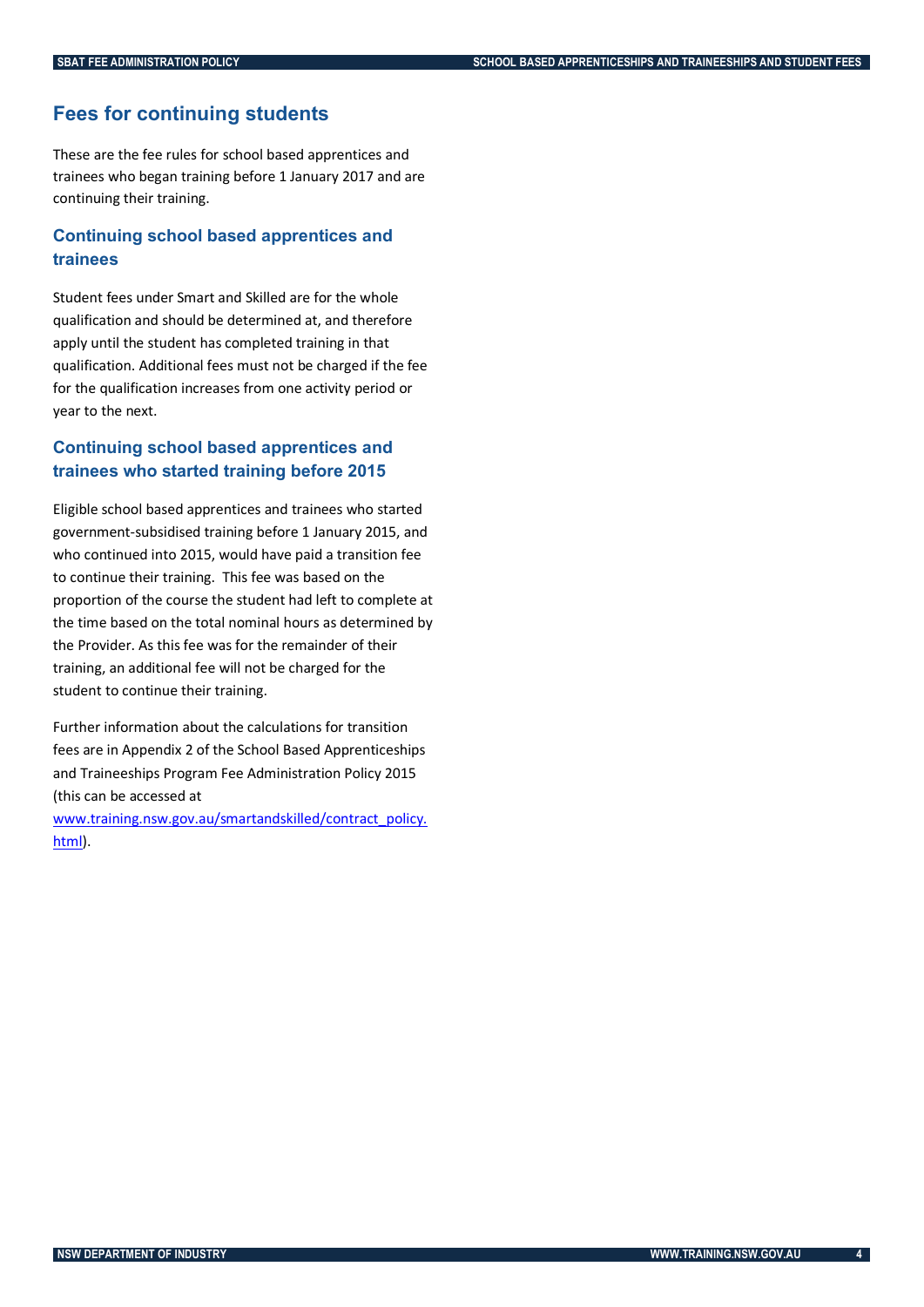## Fees for continuing students

These are the fee rules for school based apprentices and trainees who began training before 1 January 2017 and are continuing their training.

### Continuing school based apprentices and trainees

Student fees under Smart and Skilled are for the whole qualification and should be determined at, and therefore apply until the student has completed training in that qualification. Additional fees must not be charged if the fee for the qualification increases from one activity period or year to the next.

### Continuing school based apprentices and trainees who started training before 2015

Eligible school based apprentices and trainees who started government-subsidised training before 1 January 2015, and who continued into 2015, would have paid a transition fee to continue their training. This fee was based on the proportion of the course the student had left to complete at the time based on the total nominal hours as determined by the Provider. As this fee was for the remainder of their training, an additional fee will not be charged for the student to continue their training.

Further information about the calculations for transition fees are in Appendix 2 of the School Based Apprenticeships and Traineeships Program Fee Administration Policy 2015 (this can be accessed at [www.training.nsw.gov.au/smartandskilled/contract_policy.html](www.training.nsw.gov.au/smartandskilled/contract_policy.html)).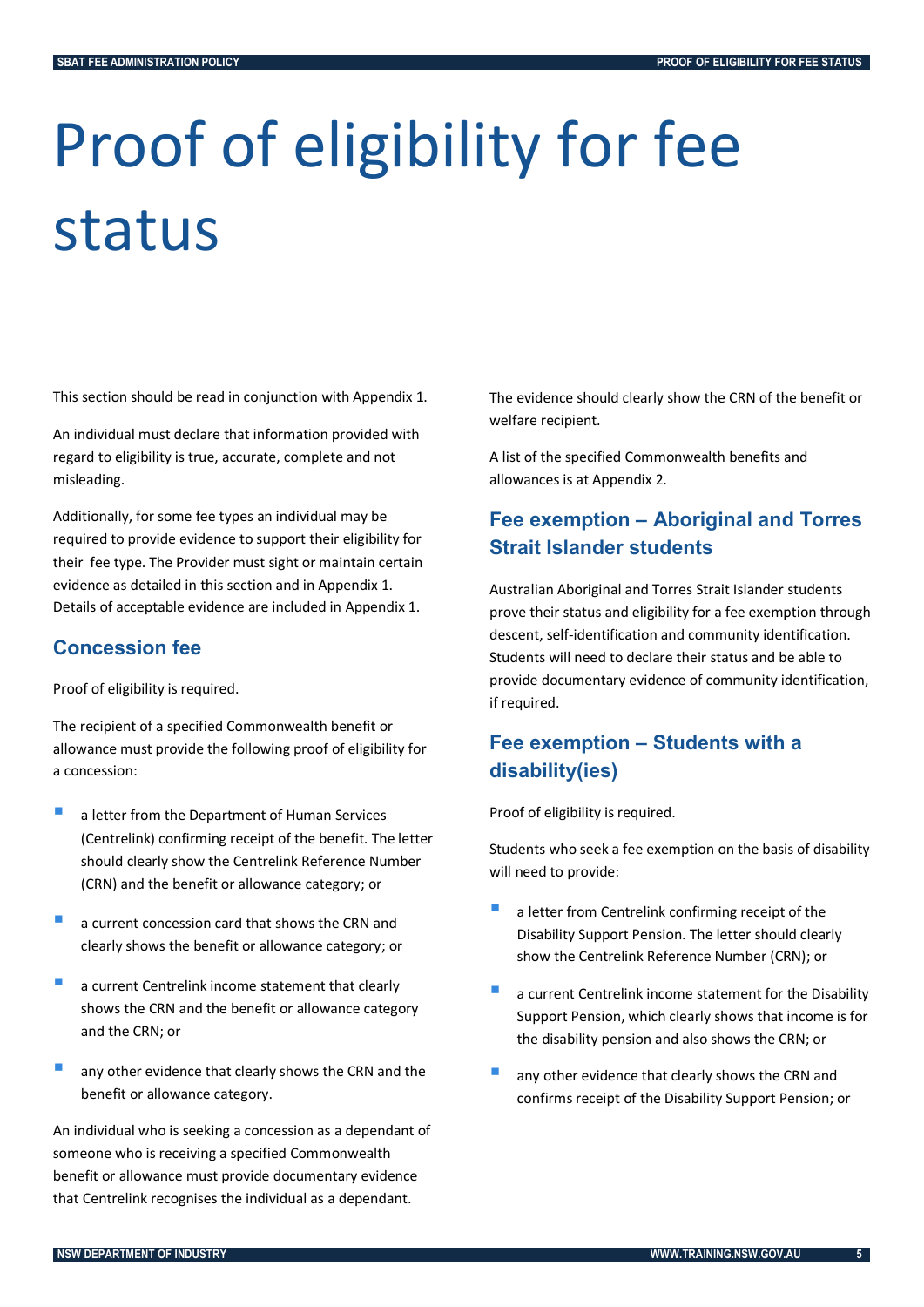# Proof of eligibility for fee status

This section should be read in conjunction with Appendix 1.

An individual must declare that information provided with regard to eligibility is true, accurate, complete and not misleading.

Additionally, for some fee types an individual may be required to provide evidence to support their eligibility for their fee type. The Provider must sight or maintain certain evidence as detailed in this section and in Appendix 1. Details of acceptable evidence are included in Appendix 1.

## Concession fee

Proof of eligibility is required.

The recipient of a specified Commonwealth benefit or allowance must provide the following proof of eligibility for a concession:

- a letter from the Department of Human Services (Centrelink) confirming receipt of the benefit. The letter should clearly show the Centrelink Reference Number (CRN) and the benefit or allowance category; or
- a current concession card that shows the CRN and clearly shows the benefit or allowance category; or
- a current Centrelink income statement that clearly shows the CRN and the benefit or allowance category and the CRN; or
- any other evidence that clearly shows the CRN and the benefit or allowance category.

An individual who is seeking a concession as a dependant of someone who is receiving a specified Commonwealth benefit or allowance must provide documentary evidence that Centrelink recognises the individual as a dependant.

The evidence should clearly show the CRN of the benefit or welfare recipient.

A list of the specified Commonwealth benefits and allowances is at Appendix 2.

## Fee exemption – Aboriginal and Torres Strait Islander students

Australian Aboriginal and Torres Strait Islander students prove their status and eligibility for a fee exemption through descent, self-identification and community identification. Students will need to declare their status and be able to provide documentary evidence of community identification, if required.

## Fee exemption – Students with a disability(ies)

Proof of eligibility is required.

Students who seek a fee exemption on the basis of disability will need to provide:

- a letter from Centrelink confirming receipt of the Disability Support Pension. The letter should clearly show the Centrelink Reference Number (CRN); or
- a current Centrelink income statement for the Disability Support Pension, which clearly shows that income is for the disability pension and also shows the CRN; or
- any other evidence that clearly shows the CRN and confirms receipt of the Disability Support Pension; or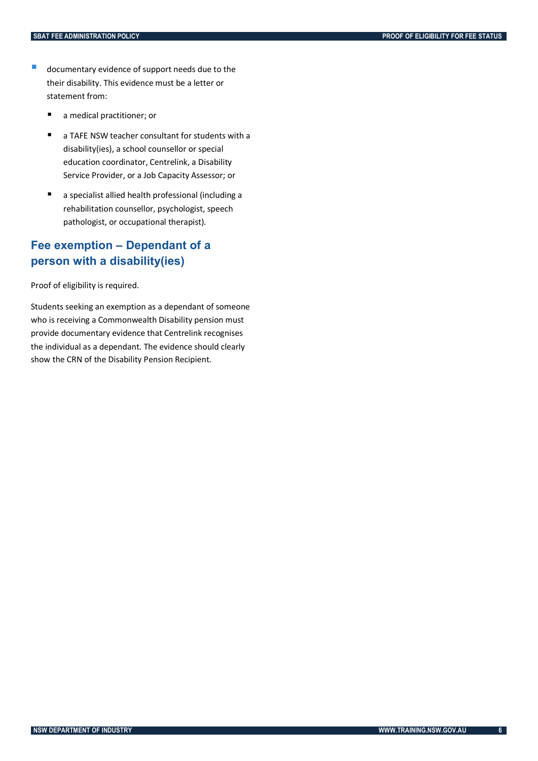- documentary evidence of support needs due to the their disability. This evidence must be a letter or statement from:
  - a medical practitioner; or
  - a TAFE NSW teacher consultant for students with a disability(ies), a school counsellor or special education coordinator, Centrelink, a Disability Service Provider, or a Job Capacity Assessor; or
  - a specialist allied health professional (including a rehabilitation counsellor, psychologist, speech pathologist, or occupational therapist).

## Fee exemption – Dependant of a person with a disability(ies)

Proof of eligibility is required.

Students seeking an exemption as a dependant of someone who is receiving a Commonwealth Disability pension must provide documentary evidence that Centrelink recognises the individual as a dependant. The evidence should clearly show the CRN of the Disability Pension Recipient.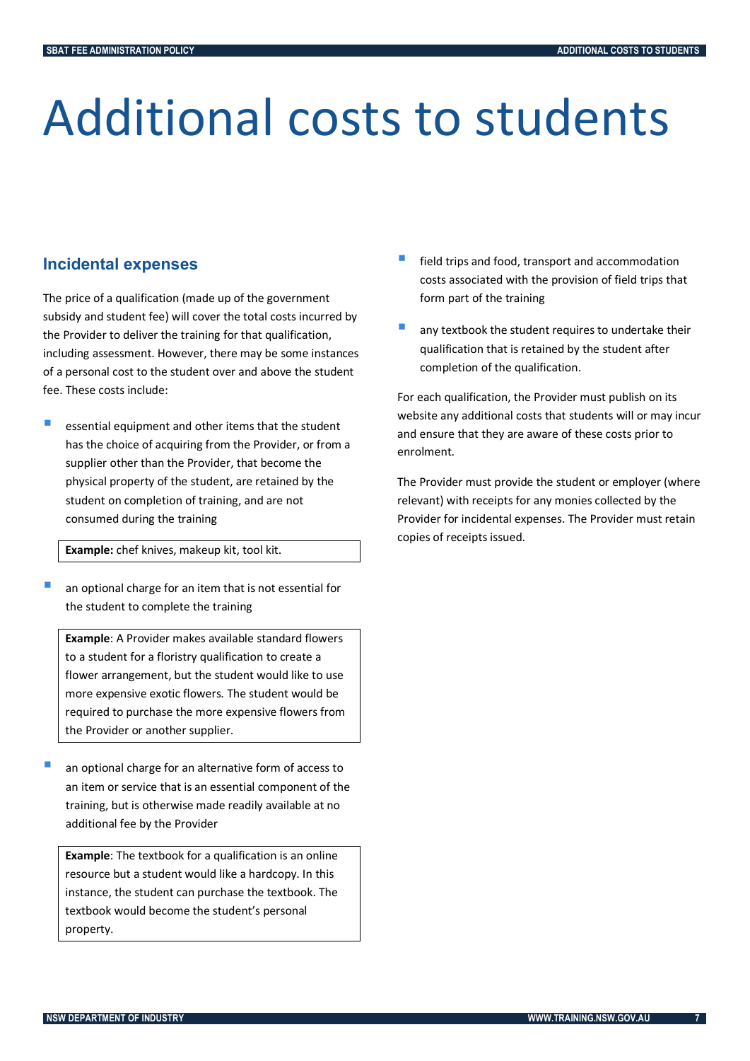# Additional costs to students

## Incidental expenses

The price of a qualification (made up of the government subsidy and student fee) will cover the total costs incurred by the Provider to deliver the training for that qualification, including assessment. However, there may be some instances of a personal cost to the student over and above the student fee. These costs include:

- essential equipment and other items that the student has the choice of acquiring from the Provider, or from a supplier other than the Provider, that become the physical property of the student, are retained by the student on completion of training, and are not consumed during the training

  > **Example:** chef knives, makeup kit, tool kit.

- an optional charge for an item that is not essential for the student to complete the training

  > **Example**: A Provider makes available standard flowers to a student for a floristry qualification to create a flower arrangement, but the student would like to use more expensive exotic flowers. The student would be required to purchase the more expensive flowers from the Provider or another supplier.

- an optional charge for an alternative form of access to an item or service that is an essential component of the training, but is otherwise made readily available at no additional fee by the Provider

  > **Example**: The textbook for a qualification is an online resource but a student would like a hardcopy. In this instance, the student can purchase the textbook. The textbook would become the student's personal property.

- field trips and food, transport and accommodation costs associated with the provision of field trips that form part of the training
- any textbook the student requires to undertake their qualification that is retained by the student after completion of the qualification.

For each qualification, the Provider must publish on its website any additional costs that students will or may incur and ensure that they are aware of these costs prior to enrolment.

The Provider must provide the student or employer (where relevant) with receipts for any monies collected by the Provider for incidental expenses. The Provider must retain copies of receipts issued.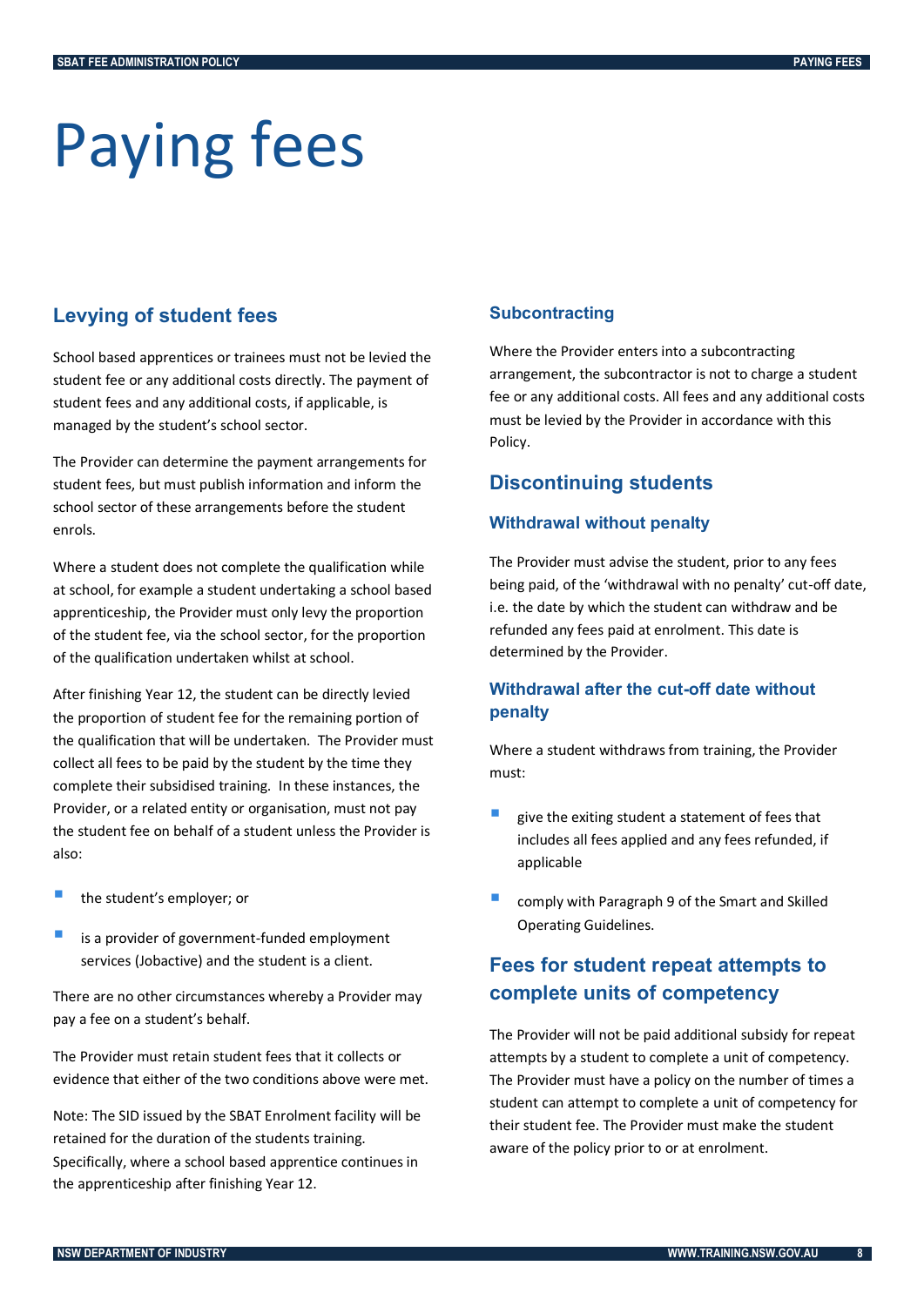# Paying fees

## Levying of student fees

School based apprentices or trainees must not be levied the student fee or any additional costs directly. The payment of student fees and any additional costs, if applicable, is managed by the student's school sector.

The Provider can determine the payment arrangements for student fees, but must publish information and inform the school sector of these arrangements before the student enrols.

Where a student does not complete the qualification while at school, for example a student undertaking a school based apprenticeship, the Provider must only levy the proportion of the student fee, via the school sector, for the proportion of the qualification undertaken whilst at school.

After finishing Year 12, the student can be directly levied the proportion of student fee for the remaining portion of the qualification that will be undertaken. The Provider must collect all fees to be paid by the student by the time they complete their subsidised training. In these instances, the Provider, or a related entity or organisation, must not pay the student fee on behalf of a student unless the Provider is also:

- the student's employer; or
- is a provider of government-funded employment services (Jobactive) and the student is a client.

There are no other circumstances whereby a Provider may pay a fee on a student's behalf.

The Provider must retain student fees that it collects or evidence that either of the two conditions above were met.

Note: The SID issued by the SBAT Enrolment facility will be retained for the duration of the students training. Specifically, where a school based apprentice continues in the apprenticeship after finishing Year 12.

### Subcontracting

Where the Provider enters into a subcontracting arrangement, the subcontractor is not to charge a student fee or any additional costs. All fees and any additional costs must be levied by the Provider in accordance with this Policy.

## Discontinuing students

### Withdrawal without penalty

The Provider must advise the student, prior to any fees being paid, of the 'withdrawal with no penalty' cut-off date, i.e. the date by which the student can withdraw and be refunded any fees paid at enrolment. This date is determined by the Provider.

### Withdrawal after the cut-off date without penalty

Where a student withdraws from training, the Provider must:

- give the exiting student a statement of fees that includes all fees applied and any fees refunded, if applicable
- comply with Paragraph 9 of the Smart and Skilled Operating Guidelines.

## Fees for student repeat attempts to complete units of competency

The Provider will not be paid additional subsidy for repeat attempts by a student to complete a unit of competency. The Provider must have a policy on the number of times a student can attempt to complete a unit of competency for their student fee. The Provider must make the student aware of the policy prior to or at enrolment.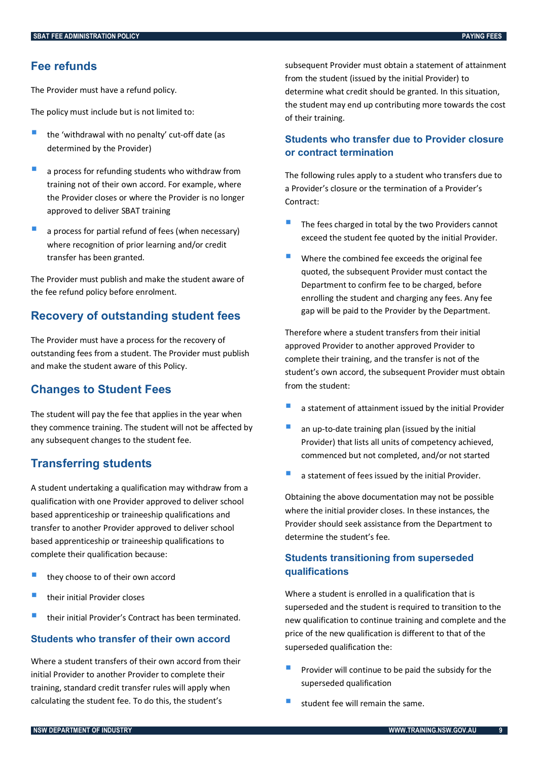## Fee refunds

The Provider must have a refund policy.

The policy must include but is not limited to:

- the 'withdrawal with no penalty' cut-off date (as determined by the Provider)
- a process for refunding students who withdraw from training not of their own accord. For example, where the Provider closes or where the Provider is no longer approved to deliver SBAT training
- a process for partial refund of fees (when necessary) where recognition of prior learning and/or credit transfer has been granted.

The Provider must publish and make the student aware of the fee refund policy before enrolment.

## Recovery of outstanding student fees

The Provider must have a process for the recovery of outstanding fees from a student. The Provider must publish and make the student aware of this Policy.

## Changes to Student Fees

The student will pay the fee that applies in the year when they commence training. The student will not be affected by any subsequent changes to the student fee.

## Transferring students

A student undertaking a qualification may withdraw from a qualification with one Provider approved to deliver school based apprenticeship or traineeship qualifications and transfer to another Provider approved to deliver school based apprenticeship or traineeship qualifications to complete their qualification because:

- they choose to of their own accord
- their initial Provider closes
- their initial Provider's Contract has been terminated.

### Students who transfer of their own accord

Where a student transfers of their own accord from their initial Provider to another Provider to complete their training, standard credit transfer rules will apply when calculating the student fee. To do this, the student's subsequent Provider must obtain a statement of attainment from the student (issued by the initial Provider) to determine what credit should be granted. In this situation, the student may end up contributing more towards the cost of their training.

### Students who transfer due to Provider closure or contract termination

The following rules apply to a student who transfers due to a Provider's closure or the termination of a Provider's Contract:

- The fees charged in total by the two Providers cannot exceed the student fee quoted by the initial Provider.
- Where the combined fee exceeds the original fee quoted, the subsequent Provider must contact the Department to confirm fee to be charged, before enrolling the student and charging any fees. Any fee gap will be paid to the Provider by the Department.

Therefore where a student transfers from their initial approved Provider to another approved Provider to complete their training, and the transfer is not of the student's own accord, the subsequent Provider must obtain from the student:

- a statement of attainment issued by the initial Provider
- an up-to-date training plan (issued by the initial Provider) that lists all units of competency achieved, commenced but not completed, and/or not started
- a statement of fees issued by the initial Provider.

Obtaining the above documentation may not be possible where the initial provider closes. In these instances, the Provider should seek assistance from the Department to determine the student's fee.

### Students transitioning from superseded qualifications

Where a student is enrolled in a qualification that is superseded and the student is required to transition to the new qualification to continue training and complete and the price of the new qualification is different to that of the superseded qualification the:

- Provider will continue to be paid the subsidy for the superseded qualification
- student fee will remain the same.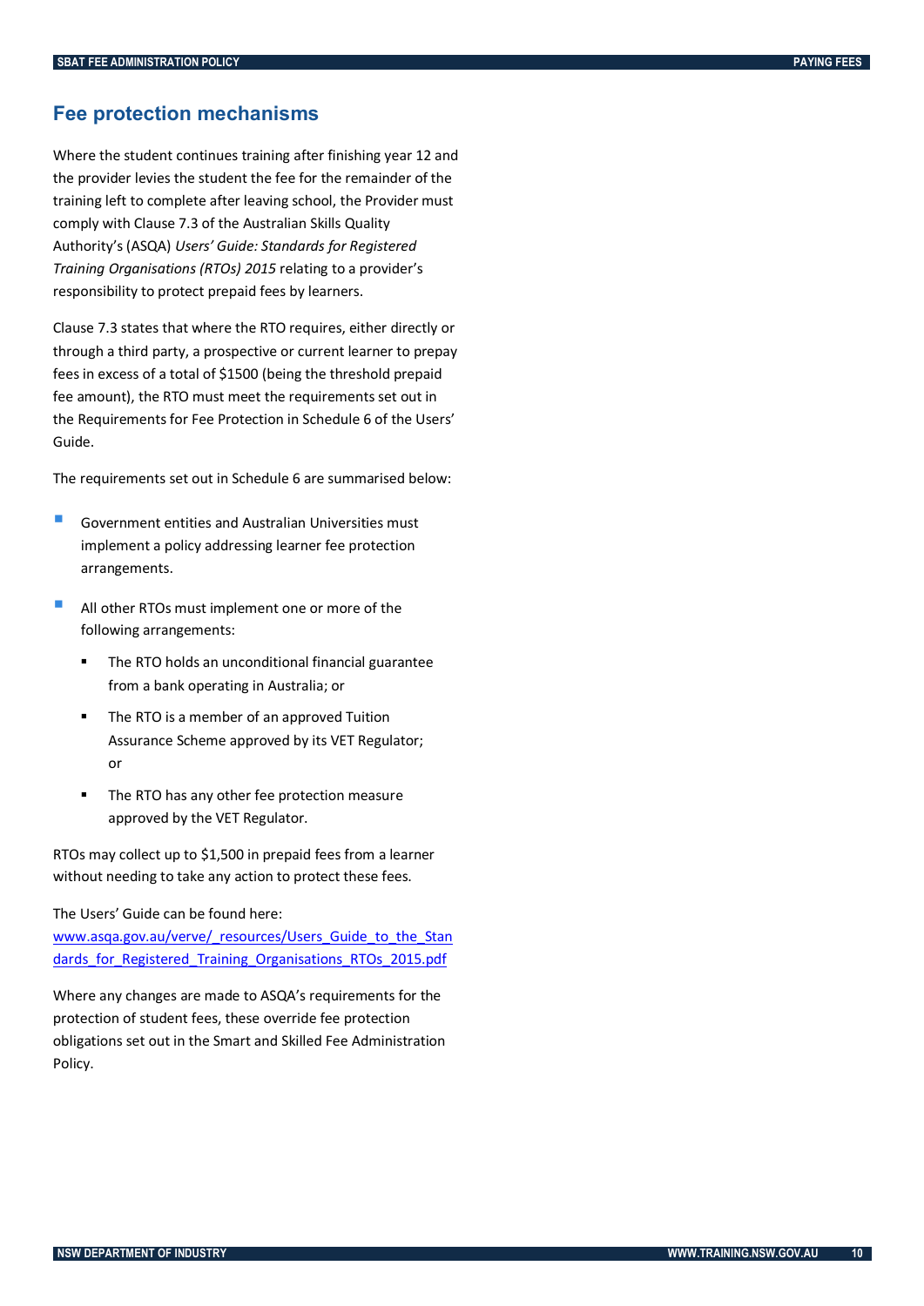## Fee protection mechanisms

Where the student continues training after finishing year 12 and the provider levies the student the fee for the remainder of the training left to complete after leaving school, the Provider must comply with Clause 7.3 of the Australian Skills Quality Authority's (ASQA) *Users' Guide: Standards for Registered Training Organisations (RTOs) 2015* relating to a provider's responsibility to protect prepaid fees by learners.

Clause 7.3 states that where the RTO requires, either directly or through a third party, a prospective or current learner to prepay fees in excess of a total of $1500 (being the threshold prepaid fee amount), the RTO must meet the requirements set out in the Requirements for Fee Protection in Schedule 6 of the Users' Guide.

The requirements set out in Schedule 6 are summarised below:

- Government entities and Australian Universities must implement a policy addressing learner fee protection arrangements.
- All other RTOs must implement one or more of the following arrangements:
  - The RTO holds an unconditional financial guarantee from a bank operating in Australia; or
  - The RTO is a member of an approved Tuition Assurance Scheme approved by its VET Regulator; or
  - The RTO has any other fee protection measure approved by the VET Regulator.

RTOs may collect up to $1,500 in prepaid fees from a learner without needing to take any action to protect these fees.

The Users' Guide can be found here:
[www.asqa.gov.au/verve/_resources/Users_Guide_to_the_Standards_for_Registered_Training_Organisations_RTOs_2015.pdf](www.asqa.gov.au/verve/_resources/Users_Guide_to_the_Standards_for_Registered_Training_Organisations_RTOs_2015.pdf)

Where any changes are made to ASQA's requirements for the protection of student fees, these override fee protection obligations set out in the Smart and Skilled Fee Administration Policy.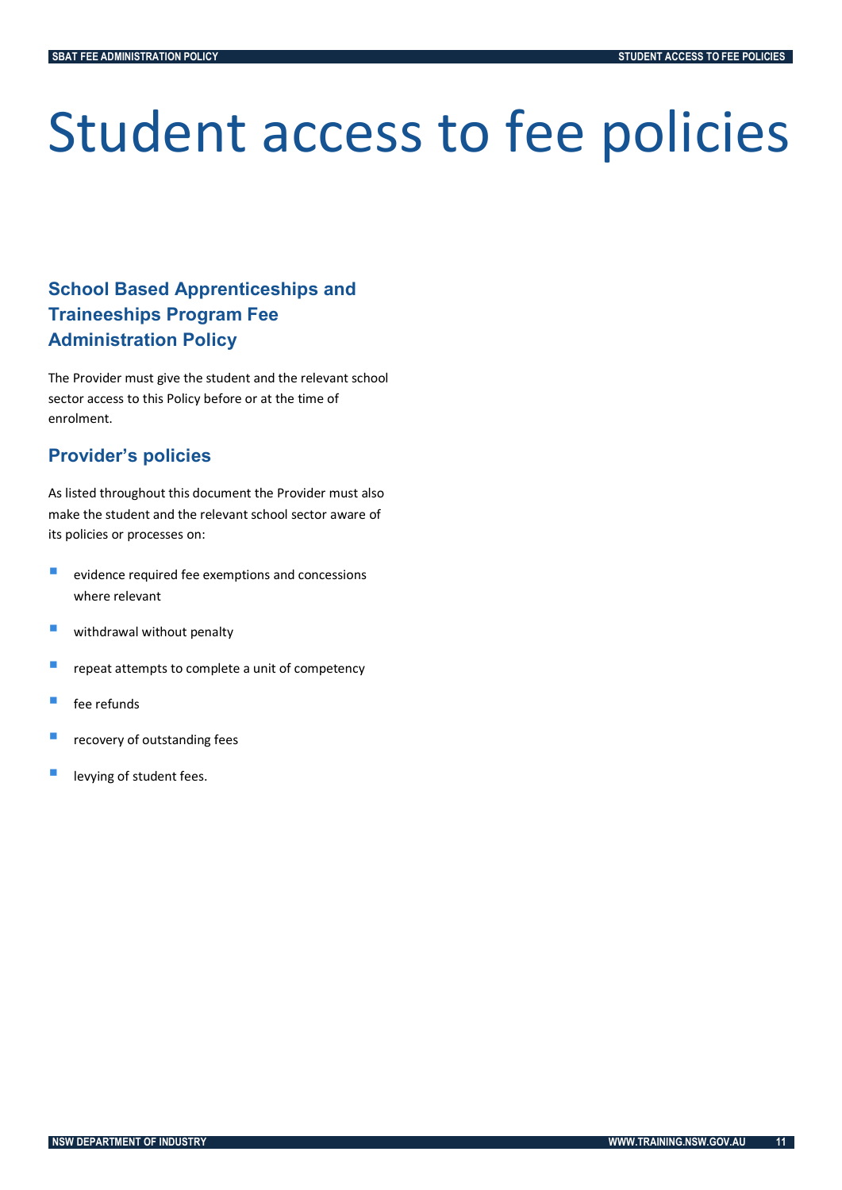# Student access to fee policies

## School Based Apprenticeships and Traineeships Program Fee Administration Policy

The Provider must give the student and the relevant school sector access to this Policy before or at the time of enrolment.

## Provider's policies

As listed throughout this document the Provider must also make the student and the relevant school sector aware of its policies or processes on:

- evidence required fee exemptions and concessions where relevant
- withdrawal without penalty
- repeat attempts to complete a unit of competency
- fee refunds
- recovery of outstanding fees
- levying of student fees.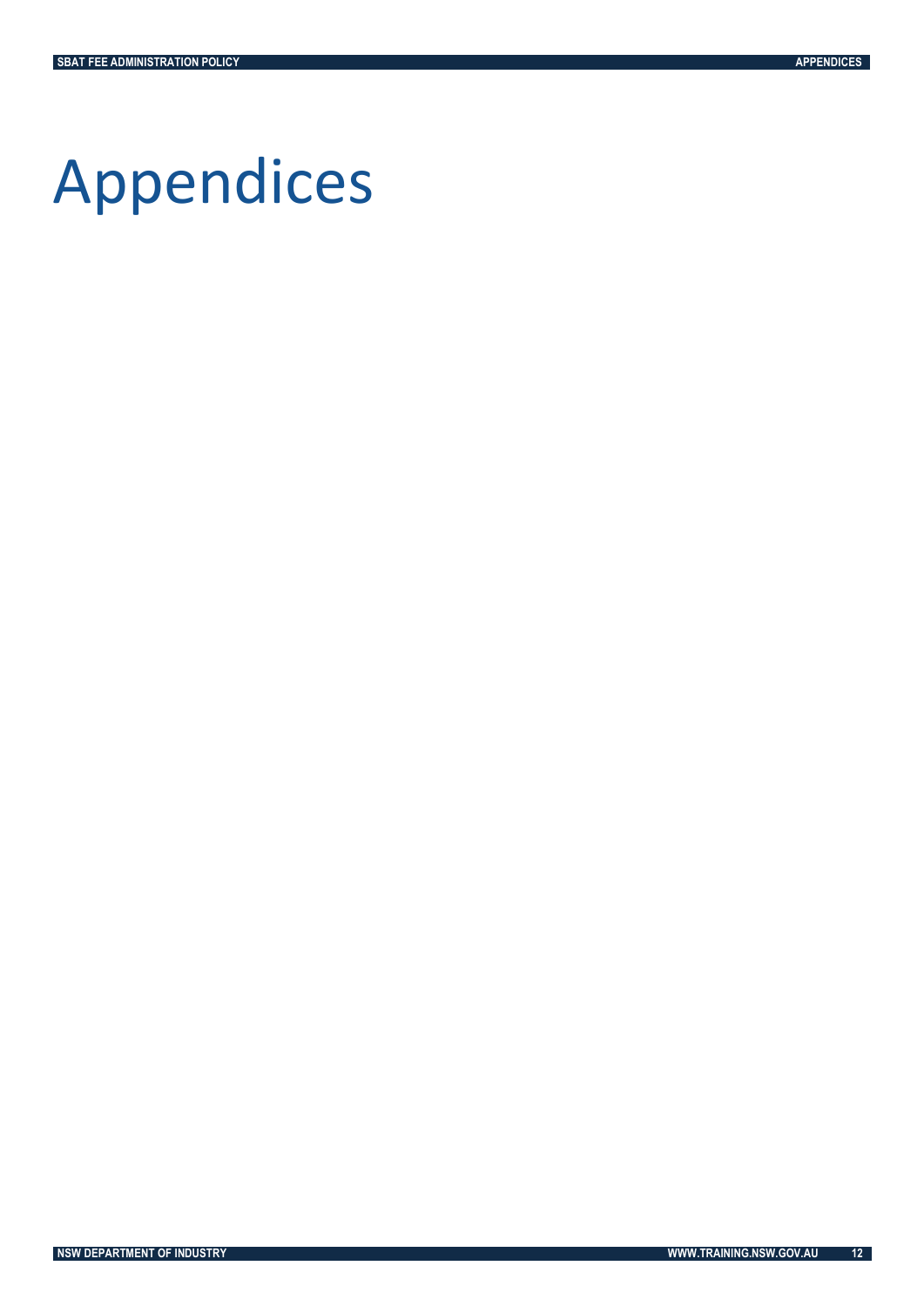# Appendices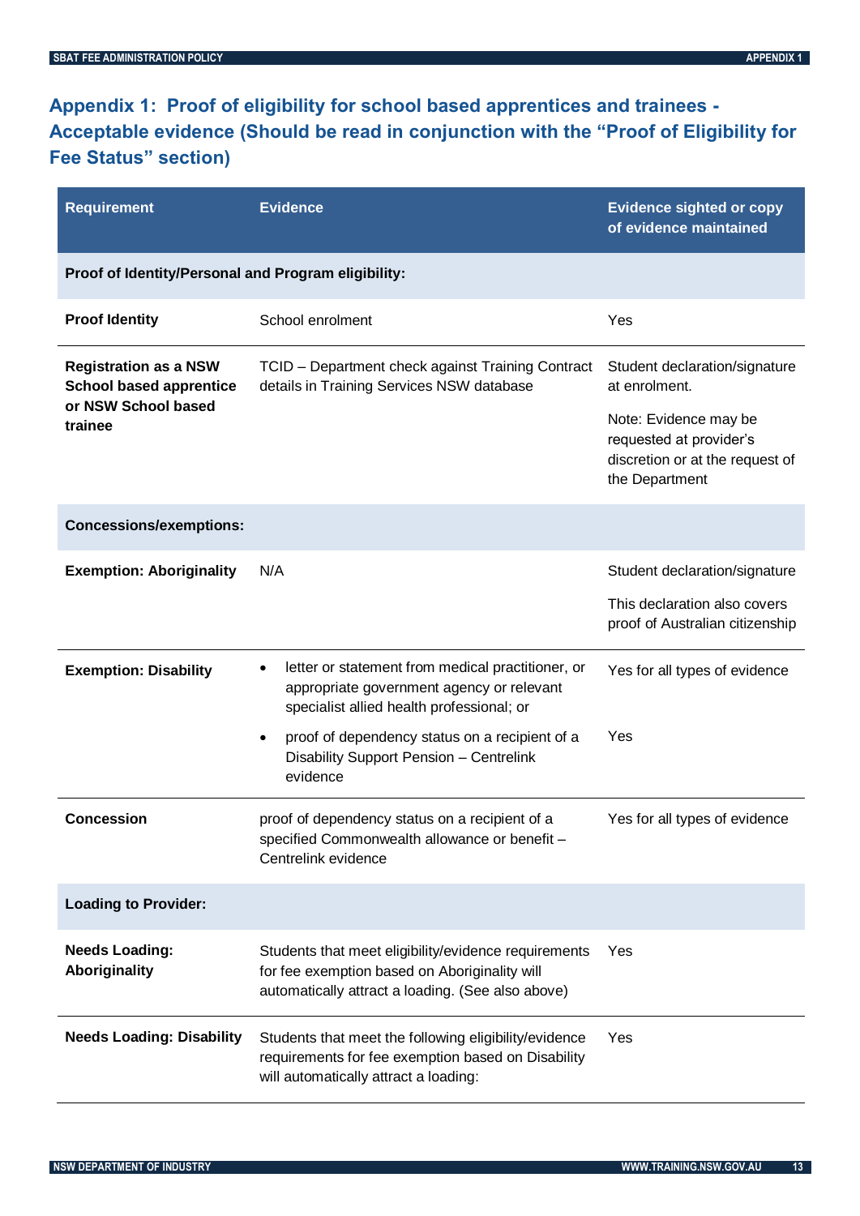## Appendix 1: Proof of eligibility for school based apprentices and trainees - Acceptable evidence (Should be read in conjunction with the "Proof of Eligibility for Fee Status" section)

| Requirement | Evidence | Evidence sighted or copy of evidence maintained |
|---|---|---|
| **Proof of Identity/Personal and Program eligibility:** | | |
| **Proof Identity** | School enrolment | Yes |
| **Registration as a NSW School based apprentice or NSW School based trainee** | TCID – Department check against Training Contract details in Training Services NSW database | Student declaration/signature at enrolment.<br><br>Note: Evidence may be requested at provider's discretion or at the request of the Department |
| **Concessions/exemptions:** | | |
| **Exemption: Aboriginality** | N/A | Student declaration/signature<br><br>This declaration also covers proof of Australian citizenship |
| **Exemption: Disability** | • letter or statement from medical practitioner, or appropriate government agency or relevant specialist allied health professional; or | Yes for all types of evidence |
| | • proof of dependency status on a recipient of a Disability Support Pension – Centrelink evidence | Yes |
| **Concession** | proof of dependency status on a recipient of a specified Commonwealth allowance or benefit – Centrelink evidence | Yes for all types of evidence |
| **Loading to Provider:** | | |
| **Needs Loading: Aboriginality** | Students that meet eligibility/evidence requirements for fee exemption based on Aboriginality will automatically attract a loading. (See also above) | Yes |
| **Needs Loading: Disability** | Students that meet the following eligibility/evidence requirements for fee exemption based on Disability will automatically attract a loading: | Yes |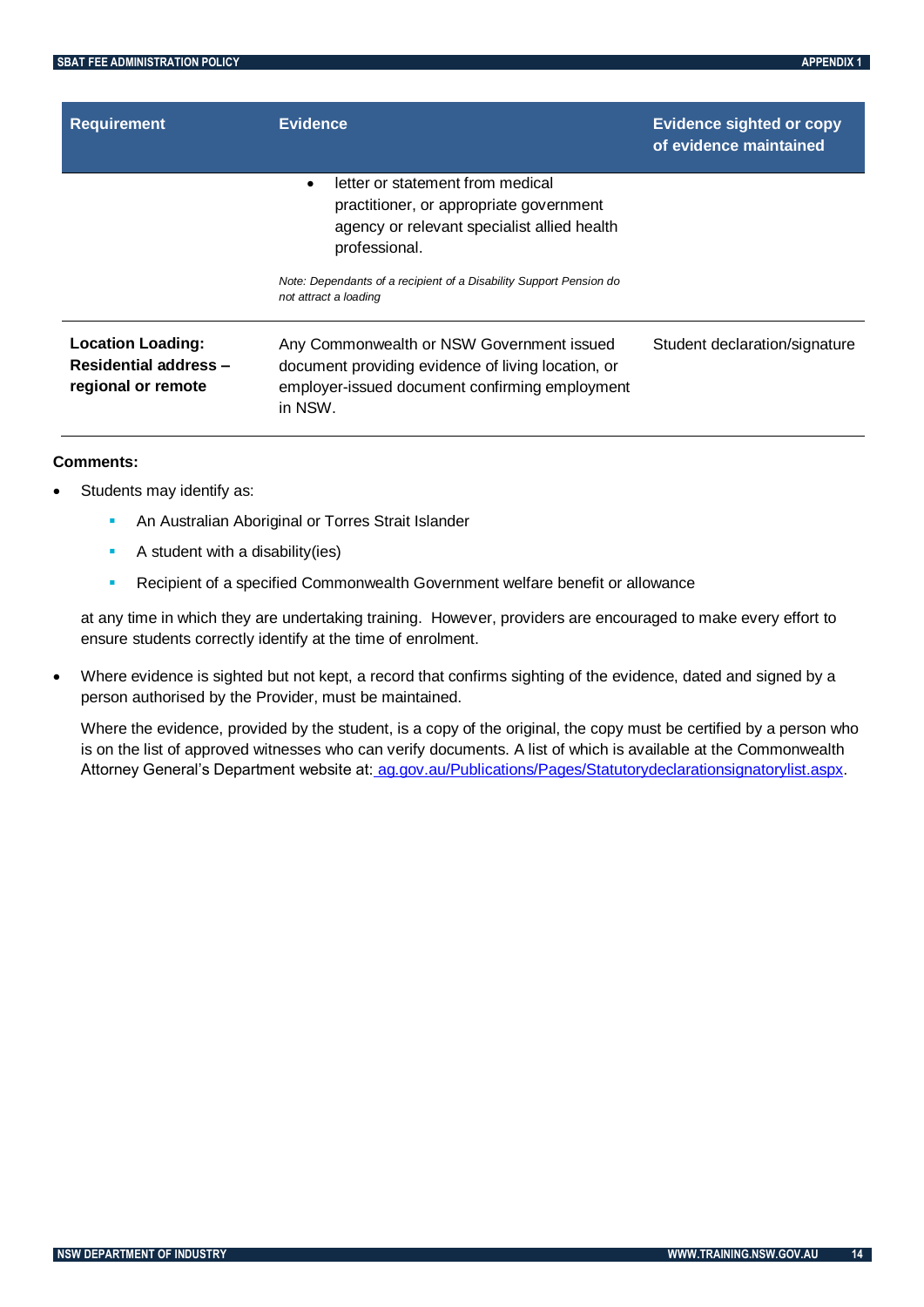| Requirement | Evidence | Evidence sighted or copy of evidence maintained |
|---|---|---|
| | • letter or statement from medical practitioner, or appropriate government agency or relevant specialist allied health professional.<br><br>*Note: Dependants of a recipient of a Disability Support Pension do not attract a loading* | |
| **Location Loading: Residential address – regional or remote** | Any Commonwealth or NSW Government issued document providing evidence of living location, or employer-issued document confirming employment in NSW. | Student declaration/signature |

**Comments:**

- Students may identify as:
  - An Australian Aboriginal or Torres Strait Islander
  - A student with a disability(ies)
  - Recipient of a specified Commonwealth Government welfare benefit or allowance

  at any time in which they are undertaking training. However, providers are encouraged to make every effort to ensure students correctly identify at the time of enrolment.

- Where evidence is sighted but not kept, a record that confirms sighting of the evidence, dated and signed by a person authorised by the Provider, must be maintained.

  Where the evidence, provided by the student, is a copy of the original, the copy must be certified by a person who is on the list of approved witnesses who can verify documents. A list of which is available at the Commonwealth Attorney General's Department website at: ag.gov.au/Publications/Pages/Statutorydeclarationsignatorylist.aspx.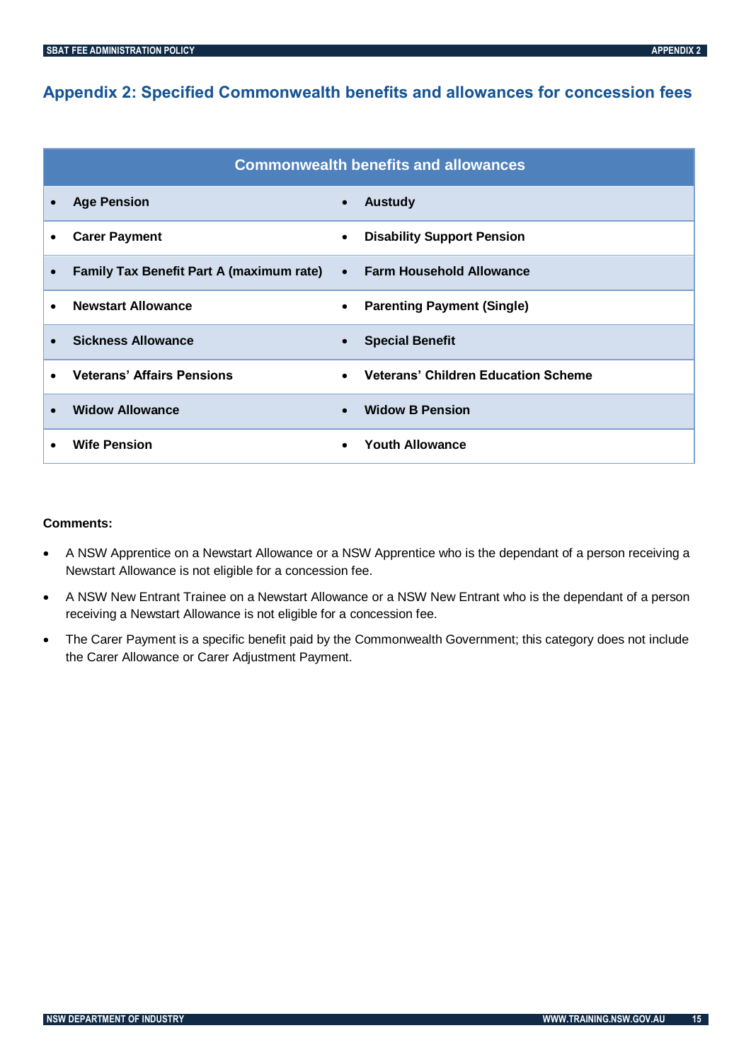## Appendix 2: Specified Commonwealth benefits and allowances for concession fees

| Commonwealth benefits and allowances | |
|---|---|
| • **Age Pension** | • **Austudy** |
| • **Carer Payment** | • **Disability Support Pension** |
| • **Family Tax Benefit Part A (maximum rate)** | • **Farm Household Allowance** |
| • **Newstart Allowance** | • **Parenting Payment (Single)** |
| • **Sickness Allowance** | • **Special Benefit** |
| • **Veterans' Affairs Pensions** | • **Veterans' Children Education Scheme** |
| • **Widow Allowance** | • **Widow B Pension** |
| • **Wife Pension** | • **Youth Allowance** |

**Comments:**

- A NSW Apprentice on a Newstart Allowance or a NSW Apprentice who is the dependant of a person receiving a Newstart Allowance is not eligible for a concession fee.
- A NSW New Entrant Trainee on a Newstart Allowance or a NSW New Entrant who is the dependant of a person receiving a Newstart Allowance is not eligible for a concession fee.
- The Carer Payment is a specific benefit paid by the Commonwealth Government; this category does not include the Carer Allowance or Carer Adjustment Payment.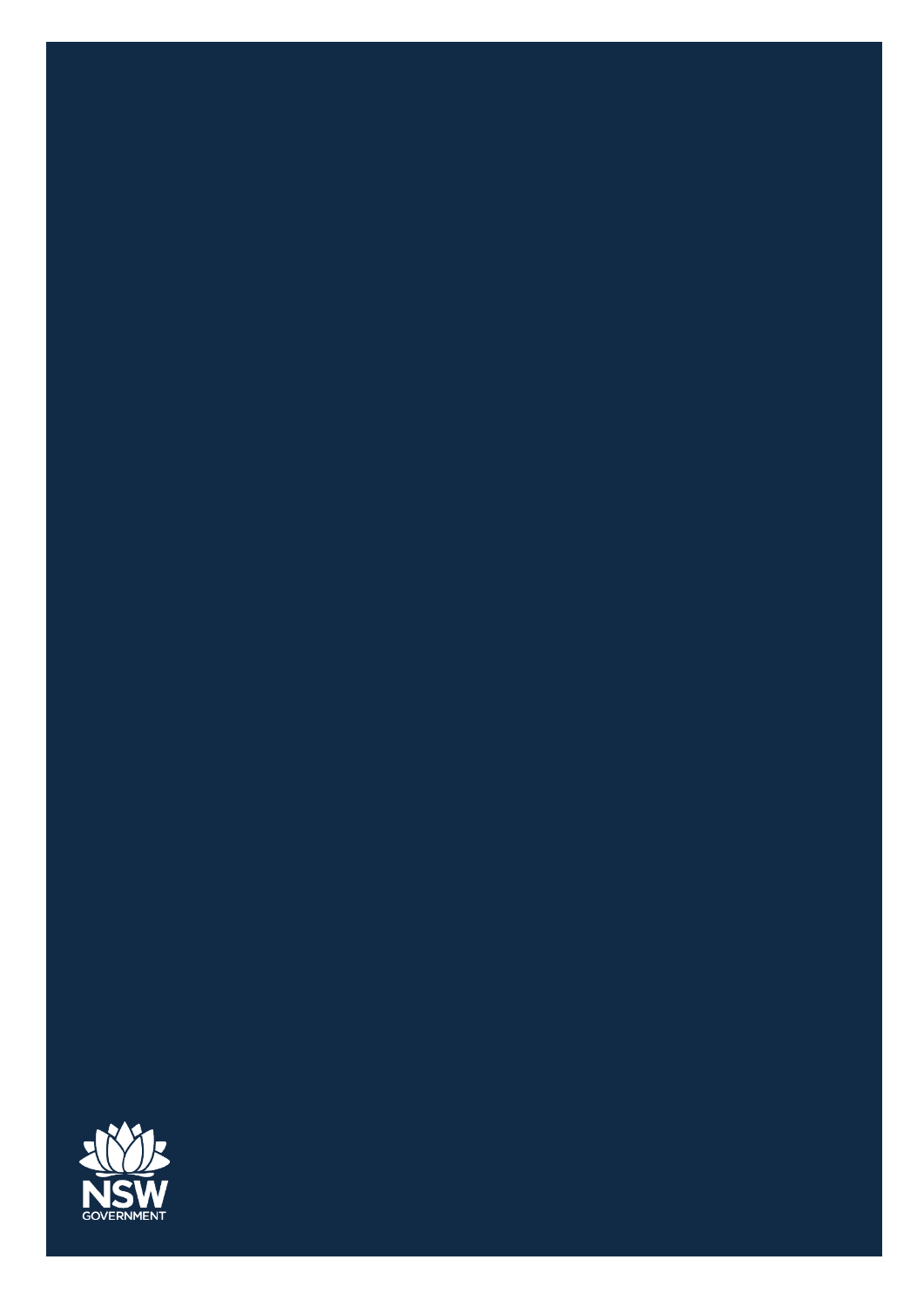NSW

GOVERNMENT